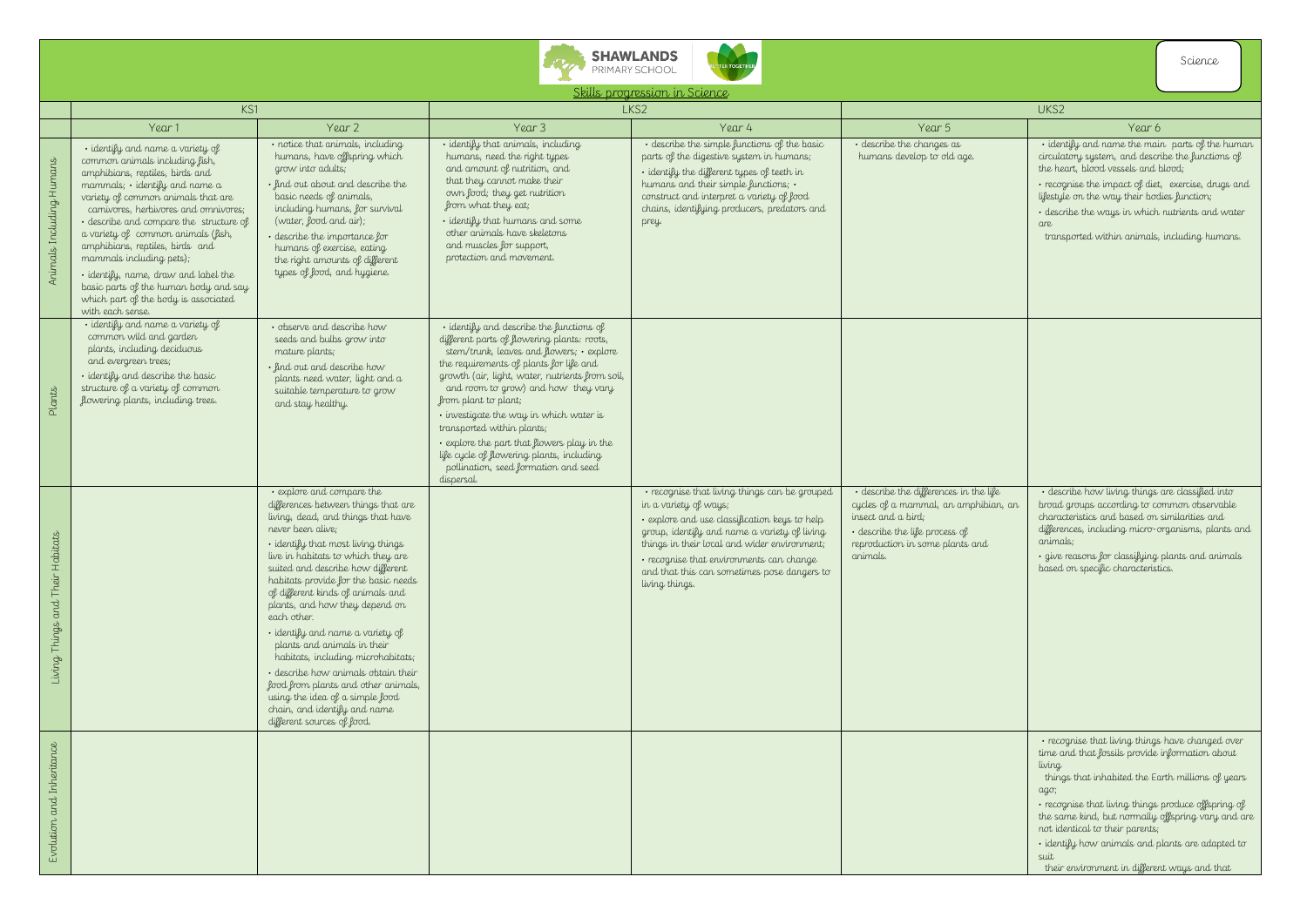SHAWLANDS PRIMARY SCHOOL

Science

## Skills progression in Science

| | KS1 | | LKS2 | | UKS2 | |
|---|---|---|---|---|---|---|
| | Year 1 | Year 2 | Year 3 | Year 4 | Year 5 | Year 6 |
| Animals Including Humans | • identify and name a variety of common animals including fish, amphibians, reptiles, birds and mammals; • identify and name a variety of common animals that are carnivores, herbivores and omnivores;<br>• describe and compare the structure of a variety of common animals (fish, amphibians, reptiles, birds and mammals including pets);<br>• identify, name, draw and label the basic parts of the human body and say which part of the body is associated with each sense. | • notice that animals, including humans, have offspring which grow into adults;<br>• find out about and describe the basic needs of animals, including humans, for survival (water, food and air);<br>• describe the importance for humans of exercise, eating the right amounts of different types of food, and hygiene. | • identify that animals, including humans, need the right types and amount of nutrition, and that they cannot make their own food; they get nutrition from what they eat;<br>• identify that humans and some other animals have skeletons and muscles for support, protection and movement. | • describe the simple functions of the basic parts of the digestive system in humans;<br>• identify the different types of teeth in humans and their simple functions; • construct and interpret a variety of food chains, identifying producers, predators and prey. | • describe the changes as humans develop to old age. | • identify and name the main parts of the human circulatory system, and describe the functions of the heart, blood vessels and blood;<br>• recognise the impact of diet, exercise, drugs and lifestyle on the way their bodies function;<br>• describe the ways in which nutrients and water are transported within animals, including humans. |
| Plants | • identify and name a variety of common wild and garden plants, including deciduous and evergreen trees;<br>• identify and describe the basic structure of a variety of common flowering plants, including trees. | • observe and describe how seeds and bulbs grow into mature plants;<br>• find out and describe how plants need water, light and a suitable temperature to grow and stay healthy. | • identify and describe the functions of different parts of flowering plants: roots, stem/trunk, leaves and flowers; • explore the requirements of plants for life and growth (air, light, water, nutrients from soil, and room to grow) and how they vary from plant to plant;<br>• investigate the way in which water is transported within plants;<br>• explore the part that flowers play in the life cycle of flowering plants, including pollination, seed formation and seed dispersal. | | | |
| Living Things and Their Habitats | | • explore and compare the differences between things that are living, dead, and things that have never been alive;<br>• identify that most living things live in habitats to which they are suited and describe how different habitats provide for the basic needs of different kinds of animals and plants, and how they depend on each other.<br>• identify and name a variety of plants and animals in their habitats, including microhabitats;<br>• describe how animals obtain their food from plants and other animals, using the idea of a simple food chain, and identify and name different sources of food. | | • recognise that living things can be grouped in a variety of ways;<br>• explore and use classification keys to help group, identify and name a variety of living things in their local and wider environment;<br>• recognise that environments can change and that this can sometimes pose dangers to living things. | • describe the differences in the life cycles of a mammal, an amphibian, an insect and a bird;<br>• describe the life process of reproduction in some plants and animals. | • describe how living things are classified into broad groups according to common observable characteristics and based on similarities and differences, including micro-organisms, plants and animals;<br>• give reasons for classifying plants and animals based on specific characteristics. |
| Evolution and Inheritance | | | | | | • recognise that living things have changed over time and that fossils provide information about living things that inhabited the Earth millions of years ago;<br>• recognise that living things produce offspring of the same kind, but normally offspring vary and are not identical to their parents;<br>• identify how animals and plants are adapted to suit their environment in different ways and that |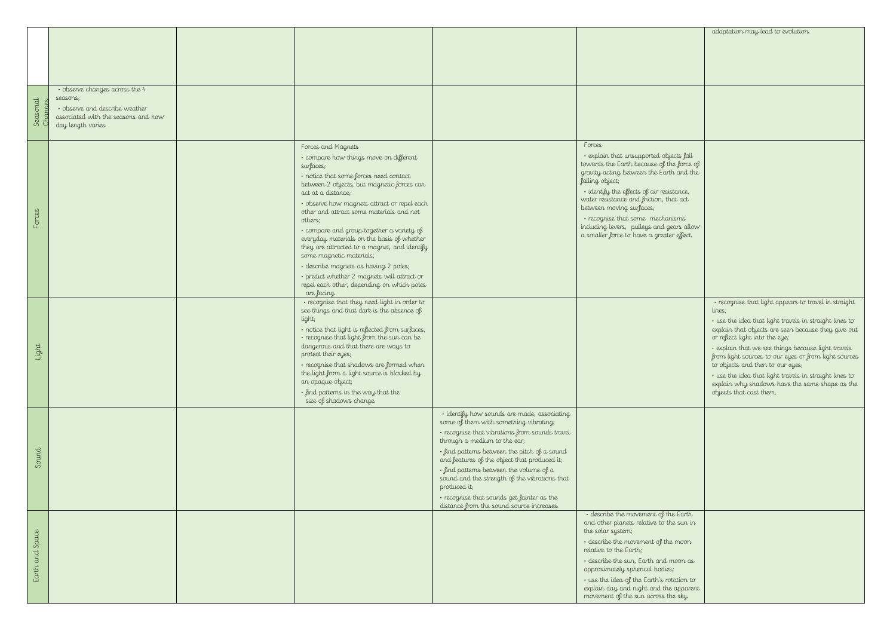| | | | | | | |
|---|---|---|---|---|---|---|
| | | | | | | adaptation may lead to evolution. |
| Seasonal Changes | • observe changes across the 4 seasons;<br>• observe and describe weather associated with the seasons and how day length varies. | | | | | |
| Forces | | | Forces and Magnets<br>• compare how things move on different surfaces;<br>• notice that some forces need contact between 2 objects, but magnetic forces can act at a distance;<br>• observe how magnets attract or repel each other and attract some materials and not others;<br>• compare and group together a variety of everyday materials on the basis of whether they are attracted to a magnet, and identify some magnetic materials;<br>• describe magnets as having 2 poles;<br>• predict whether 2 magnets will attract or repel each other, depending on which poles are facing. | | Forces<br>• explain that unsupported objects fall towards the Earth because of the force of gravity acting between the Earth and the falling object;<br>• identify the effects of air resistance, water resistance and friction, that act between moving surfaces;<br>• recognise that some mechanisms including levers, pulleys and gears allow a smaller force to have a greater effect. | |
| Light | | | • recognise that they need light in order to see things and that dark is the absence of light;<br>• notice that light is reflected from surfaces;<br>• recognise that light from the sun can be dangerous and that there are ways to protect their eyes;<br>• recognise that shadows are formed when the light from a light source is blocked by an opaque object;<br>• find patterns in the way that the size of shadows change. | | | • recognise that light appears to travel in straight lines;<br>• use the idea that light travels in straight lines to explain that objects are seen because they give out or reflect light into the eye;<br>• explain that we see things because light travels from light sources to our eyes or from light sources to objects and then to our eyes;<br>• use the idea that light travels in straight lines to explain why shadows have the same shape as the objects that cast them. |
| Sound | | | | • identify how sounds are made, associating some of them with something vibrating;<br>• recognise that vibrations from sounds travel through a medium to the ear;<br>• find patterns between the pitch of a sound and features of the object that produced it;<br>• find patterns between the volume of a sound and the strength of the vibrations that produced it;<br>• recognise that sounds get fainter as the distance from the sound source increases. | | |
| Earth and Space | | | | | • describe the movement of the Earth and other planets relative to the sun in the solar system;<br>• describe the movement of the moon relative to the Earth;<br>• describe the sun, Earth and moon as approximately spherical bodies;<br>• use the idea of the Earth's rotation to explain day and night and the apparent movement of the sun across the sky. | |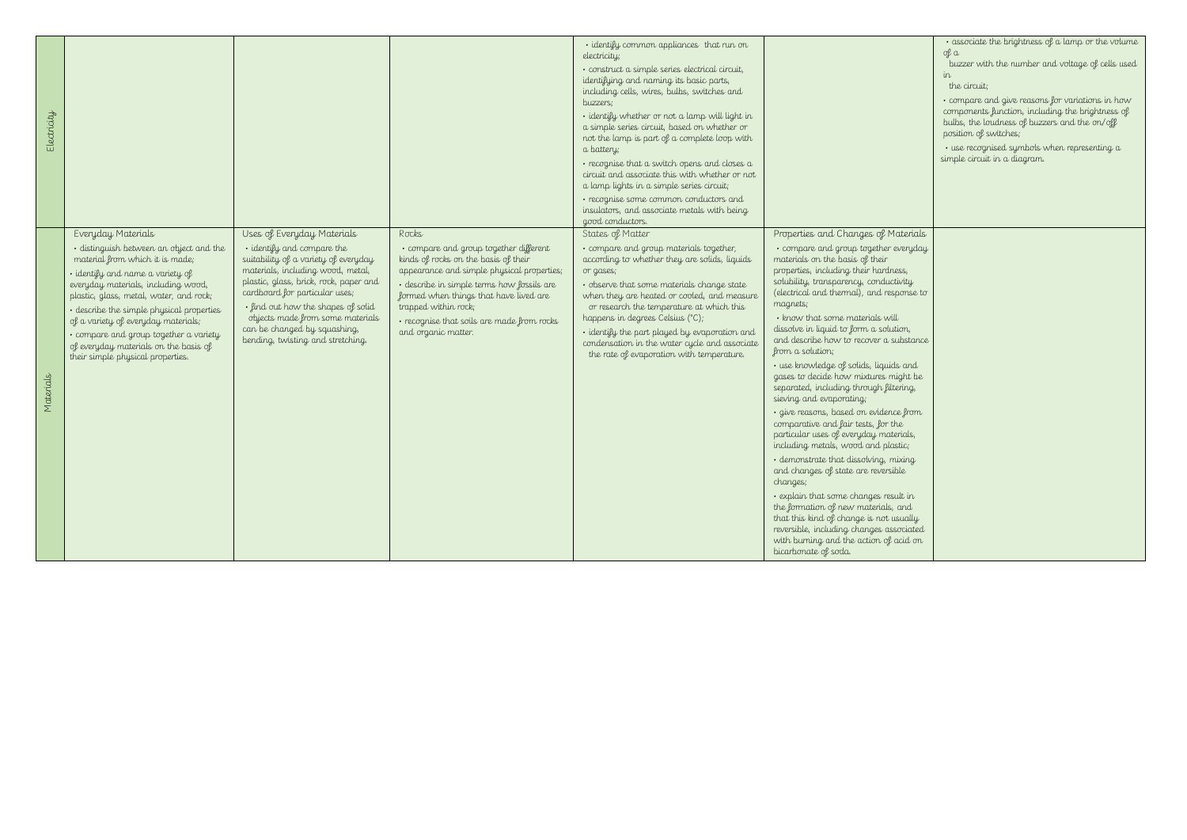| | | | | | | |
|---|---|---|---|---|---|---|
| Electricity | | | | • identify common appliances that run on electricity;<br>• construct a simple series electrical circuit, identifying and naming its basic parts, including cells, wires, bulbs, switches and buzzers;<br>• identify whether or not a lamp will light in a simple series circuit, based on whether or not the lamp is part of a complete loop with a battery;<br>• recognise that a switch opens and closes a circuit and associate this with whether or not a lamp lights in a simple series circuit;<br>• recognise some common conductors and insulators, and associate metals with being good conductors. | | • associate the brightness of a lamp or the volume of a buzzer with the number and voltage of cells used in the circuit;<br>• compare and give reasons for variations in how components function, including the brightness of bulbs, the loudness of buzzers and the on/off position of switches;<br>• use recognised symbols when representing a simple circuit in a diagram. |
| Materials | Everyday Materials<br>• distinguish between an object and the material from which it is made;<br>• identify and name a variety of everyday materials, including wood, plastic, glass, metal, water, and rock;<br>• describe the simple physical properties of a variety of everyday materials;<br>• compare and group together a variety of everyday materials on the basis of their simple physical properties. | Uses of Everyday Materials<br>• identify and compare the suitability of a variety of everyday materials, including wood, metal, plastic, glass, brick, rock, paper and cardboard for particular uses;<br>• find out how the shapes of solid objects made from some materials can be changed by squashing, bending, twisting and stretching. | Rocks<br>• compare and group together different kinds of rocks on the basis of their appearance and simple physical properties;<br>• describe in simple terms how fossils are formed when things that have lived are trapped within rock;<br>• recognise that soils are made from rocks and organic matter. | States of Matter<br>• compare and group materials together, according to whether they are solids, liquids or gases;<br>• observe that some materials change state when they are heated or cooled, and measure or research the temperature at which this happens in degrees Celsius (°C);<br>• identify the part played by evaporation and condensation in the water cycle and associate the rate of evaporation with temperature. | Properties and Changes of Materials<br>• compare and group together everyday materials on the basis of their properties, including their hardness, solubility, transparency, conductivity (electrical and thermal), and response to magnets;<br>• know that some materials will dissolve in liquid to form a solution, and describe how to recover a substance from a solution;<br>• use knowledge of solids, liquids and gases to decide how mixtures might be separated, including through filtering, sieving and evaporating;<br>• give reasons, based on evidence from comparative and fair tests, for the particular uses of everyday materials, including metals, wood and plastic;<br>• demonstrate that dissolving, mixing and changes of state are reversible changes;<br>• explain that some changes result in the formation of new materials, and that this kind of change is not usually reversible, including changes associated with burning and the action of acid on bicarbonate of soda. | |